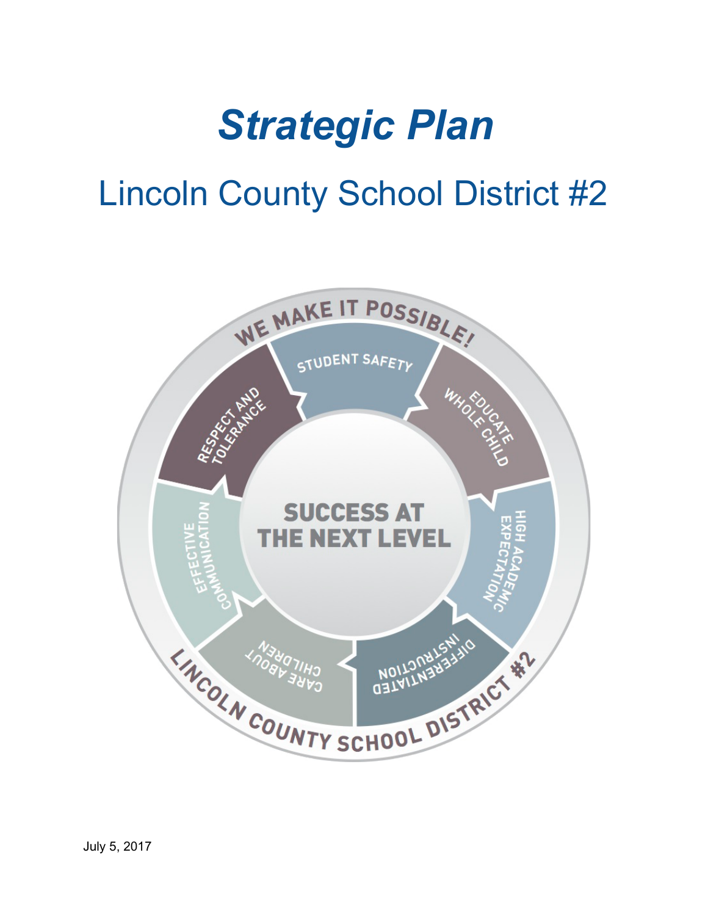# *Strategic Plan*

## Lincoln County School District #2

WE MAKE IT POSSIBLE!

STUDENT SAFETY

EDUCATE WHOLE CHILD

HIGH ACADEMIC EXPECTATION

DIFFERENTIATED INSTRUCTION

CARE ABOUT CHILDREN

EFFECTIVE COMMUNICATION

RESPECT AND TOLERANCE

SUCCESS AT THE NEXT LEVEL

LINCOLN COUNTY SCHOOL DISTRICT #2

July 5, 2017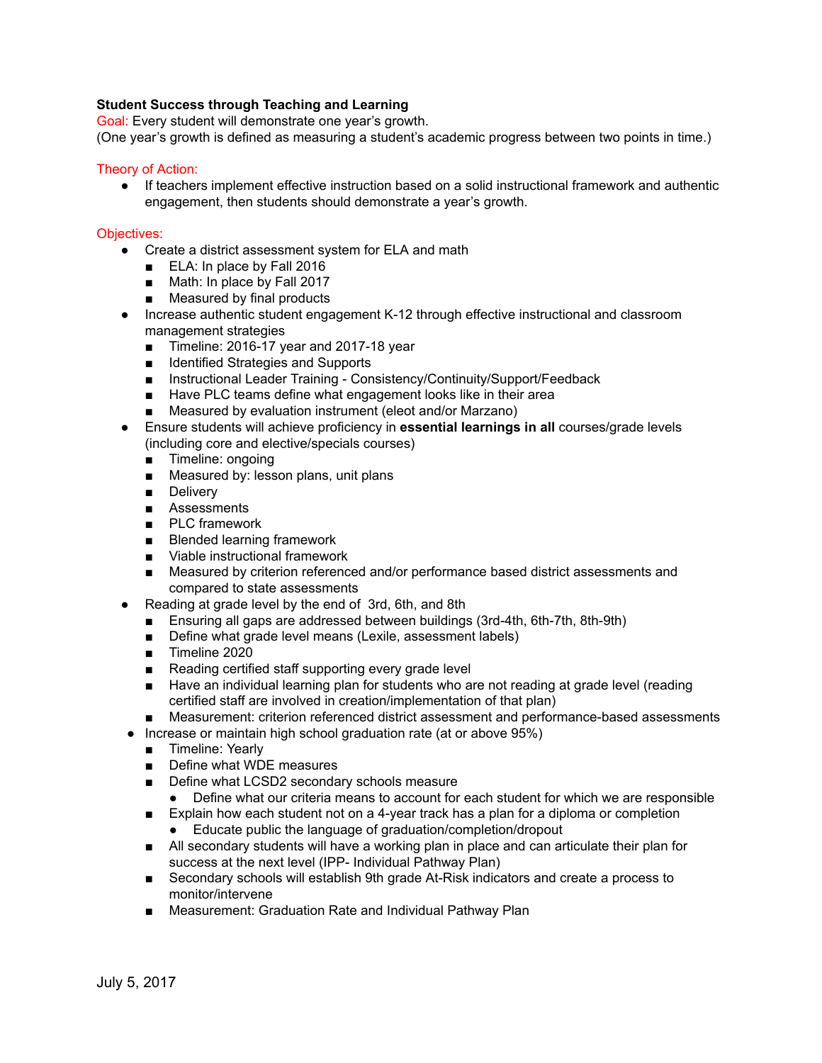**Student Success through Teaching and Learning**

Goal: Every student will demonstrate one year's growth.
(One year's growth is defined as measuring a student's academic progress between two points in time.)

Theory of Action:

- If teachers implement effective instruction based on a solid instructional framework and authentic engagement, then students should demonstrate a year's growth.

Objectives:

- Create a district assessment system for ELA and math
  - ELA: In place by Fall 2016
  - Math: In place by Fall 2017
  - Measured by final products
- Increase authentic student engagement K-12 through effective instructional and classroom management strategies
  - Timeline: 2016-17 year and 2017-18 year
  - Identified Strategies and Supports
  - Instructional Leader Training - Consistency/Continuity/Support/Feedback
  - Have PLC teams define what engagement looks like in their area
  - Measured by evaluation instrument (eleot and/or Marzano)
- Ensure students will achieve proficiency in **essential learnings in all** courses/grade levels (including core and elective/specials courses)
  - Timeline: ongoing
  - Measured by: lesson plans, unit plans
  - Delivery
  - Assessments
  - PLC framework
  - Blended learning framework
  - Viable instructional framework
  - Measured by criterion referenced and/or performance based district assessments and compared to state assessments
- Reading at grade level by the end of 3rd, 6th, and 8th
  - Ensuring all gaps are addressed between buildings (3rd-4th, 6th-7th, 8th-9th)
  - Define what grade level means (Lexile, assessment labels)
  - Timeline 2020
  - Reading certified staff supporting every grade level
  - Have an individual learning plan for students who are not reading at grade level (reading certified staff are involved in creation/implementation of that plan)
  - Measurement: criterion referenced district assessment and performance-based assessments
- Increase or maintain high school graduation rate (at or above 95%)
  - Timeline: Yearly
  - Define what WDE measures
  - Define what LCSD2 secondary schools measure
    - Define what our criteria means to account for each student for which we are responsible
  - Explain how each student not on a 4-year track has a plan for a diploma or completion
    - Educate public the language of graduation/completion/dropout
  - All secondary students will have a working plan in place and can articulate their plan for success at the next level (IPP- Individual Pathway Plan)
  - Secondary schools will establish 9th grade At-Risk indicators and create a process to monitor/intervene
  - Measurement: Graduation Rate and Individual Pathway Plan

July 5, 2017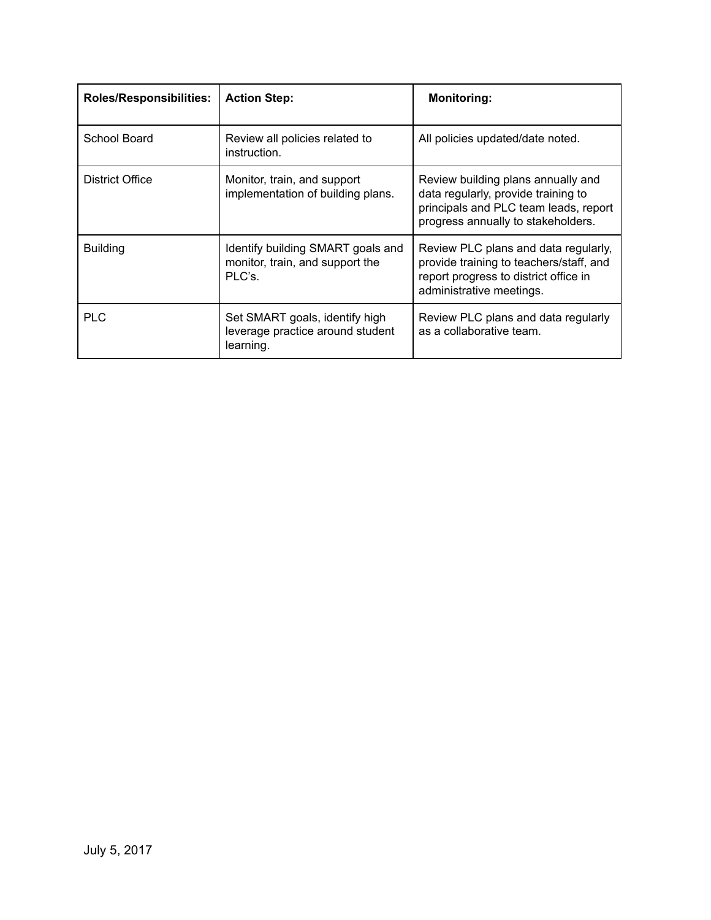| **Roles/Responsibilities:** | **Action Step:** | **Monitoring:** |
| --- | --- | --- |
| School Board | Review all policies related to instruction. | All policies updated/date noted. |
| District Office | Monitor, train, and support implementation of building plans. | Review building plans annually and data regularly, provide training to principals and PLC team leads, report progress annually to stakeholders. |
| Building | Identify building SMART goals and monitor, train, and support the PLC's. | Review PLC plans and data regularly, provide training to teachers/staff, and report progress to district office in administrative meetings. |
| PLC | Set SMART goals, identify high leverage practice around student learning. | Review PLC plans and data regularly as a collaborative team. |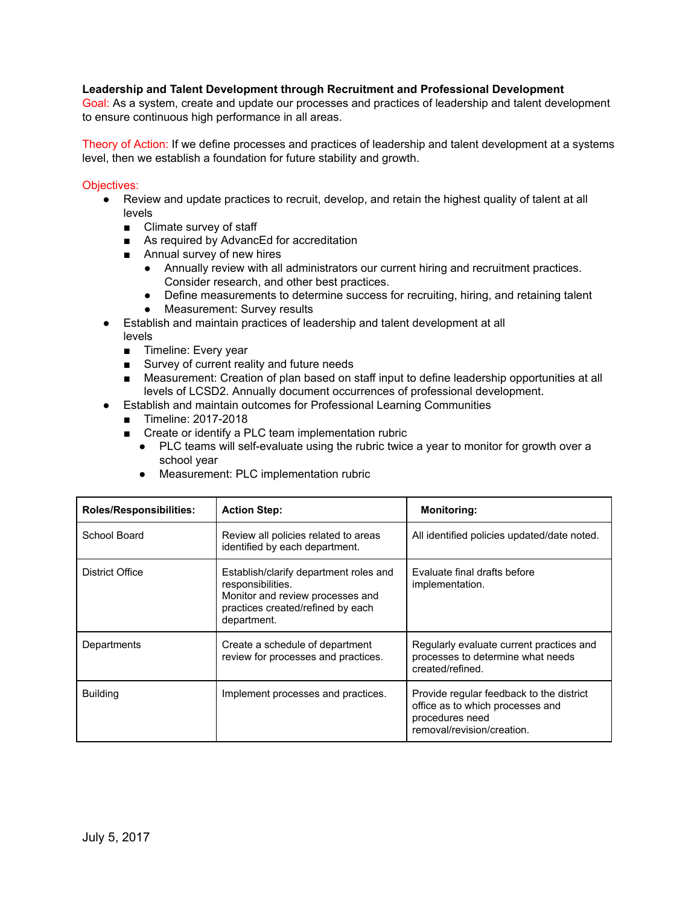**Leadership and Talent Development through Recruitment and Professional Development**

Goal: As a system, create and update our processes and practices of leadership and talent development to ensure continuous high performance in all areas.

Theory of Action: If we define processes and practices of leadership and talent development at a systems level, then we establish a foundation for future stability and growth.

Objectives:

- Review and update practices to recruit, develop, and retain the highest quality of talent at all levels
  - Climate survey of staff
  - As required by AdvancEd for accreditation
  - Annual survey of new hires
    - Annually review with all administrators our current hiring and recruitment practices. Consider research, and other best practices.
    - Define measurements to determine success for recruiting, hiring, and retaining talent
    - Measurement: Survey results
- Establish and maintain practices of leadership and talent development at all levels
  - Timeline: Every year
  - Survey of current reality and future needs
  - Measurement: Creation of plan based on staff input to define leadership opportunities at all levels of LCSD2. Annually document occurrences of professional development.
- Establish and maintain outcomes for Professional Learning Communities
  - Timeline: 2017-2018
  - Create or identify a PLC team implementation rubric
    - PLC teams will self-evaluate using the rubric twice a year to monitor for growth over a school year
    - Measurement: PLC implementation rubric

| Roles/Responsibilities: | Action Step: | Monitoring: |
|---|---|---|
| School Board | Review all policies related to areas identified by each department. | All identified policies updated/date noted. |
| District Office | Establish/clarify department roles and responsibilities.<br>Monitor and review processes and practices created/refined by each department. | Evaluate final drafts before implementation. |
| Departments | Create a schedule of department review for processes and practices. | Regularly evaluate current practices and processes to determine what needs created/refined. |
| Building | Implement processes and practices. | Provide regular feedback to the district office as to which processes and procedures need removal/revision/creation. |

July 5, 2017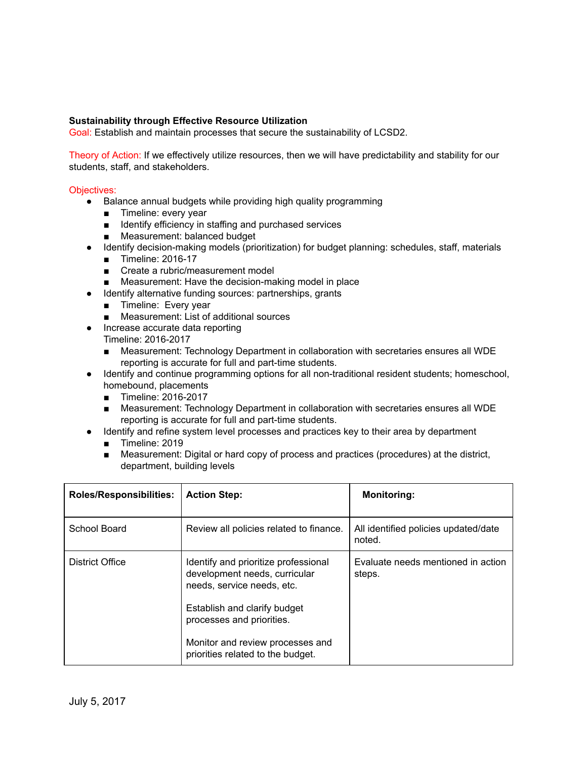**Sustainability through Effective Resource Utilization**

Goal: Establish and maintain processes that secure the sustainability of LCSD2.

Theory of Action: If we effectively utilize resources, then we will have predictability and stability for our students, staff, and stakeholders.

Objectives:

- Balance annual budgets while providing high quality programming
  - Timeline: every year
  - Identify efficiency in staffing and purchased services
  - Measurement: balanced budget
- Identify decision-making models (prioritization) for budget planning: schedules, staff, materials
  - Timeline: 2016-17
  - Create a rubric/measurement model
  - Measurement: Have the decision-making model in place
- Identify alternative funding sources: partnerships, grants
  - Timeline: Every year
  - Measurement: List of additional sources
- Increase accurate data reporting
  Timeline: 2016-2017
  - Measurement: Technology Department in collaboration with secretaries ensures all WDE reporting is accurate for full and part-time students.
- Identify and continue programming options for all non-traditional resident students; homeschool, homebound, placements
  - Timeline: 2016-2017
  - Measurement: Technology Department in collaboration with secretaries ensures all WDE reporting is accurate for full and part-time students.
- Identify and refine system level processes and practices key to their area by department
  - Timeline: 2019
  - Measurement: Digital or hard copy of process and practices (procedures) at the district, department, building levels

| Roles/Responsibilities: | Action Step: | Monitoring: |
|---|---|---|
| School Board | Review all policies related to finance. | All identified policies updated/date noted. |
| District Office | Identify and prioritize professional development needs, curricular needs, service needs, etc.<br><br>Establish and clarify budget processes and priorities.<br><br>Monitor and review processes and priorities related to the budget. | Evaluate needs mentioned in action steps. |

July 5, 2017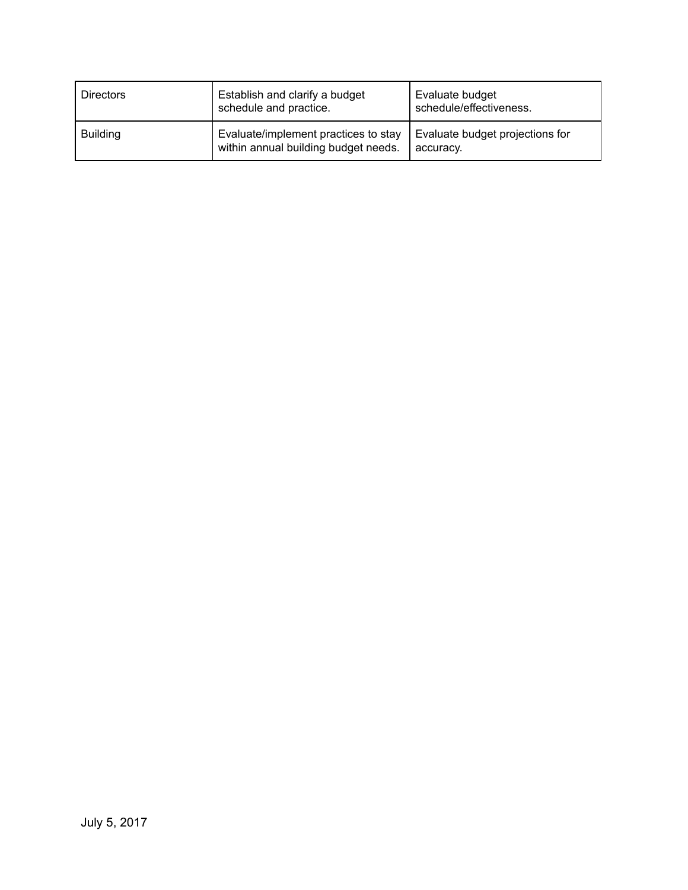| | | |
|---|---|---|
| Directors | Establish and clarify a budget schedule and practice. | Evaluate budget schedule/effectiveness. |
| Building | Evaluate/implement practices to stay within annual building budget needs. | Evaluate budget projections for accuracy. |

July 5, 2017